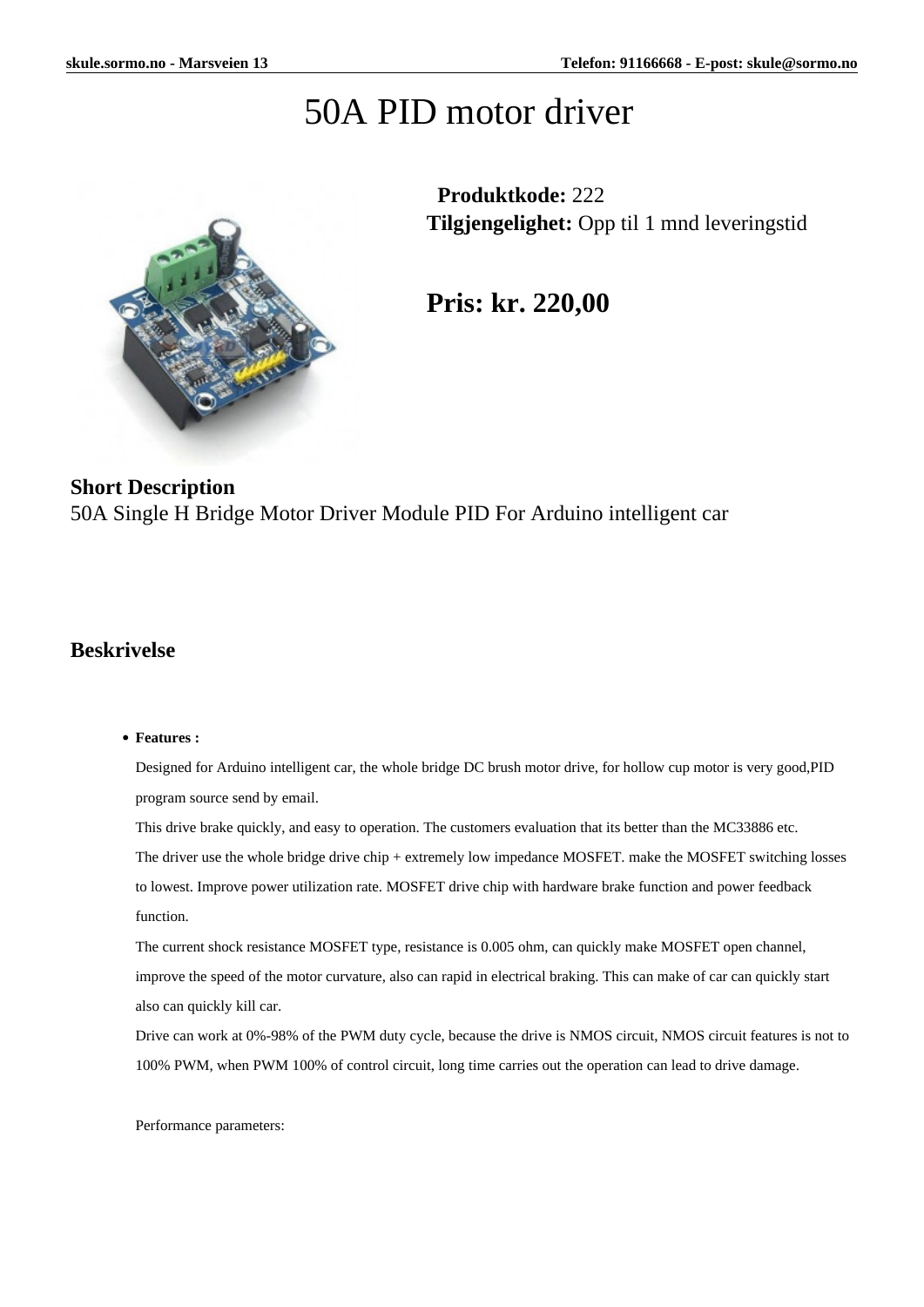# 50A PID motor driver

**Produktkode:** 222
**Tilgjengelighet:** Opp til 1 mnd leveringstid

## Pris: kr. 220,00

### Short Description

50A Single H Bridge Motor Driver Module PID For Arduino intelligent car

### Beskrivelse

- **Features :**

  Designed for Arduino intelligent car, the whole bridge DC brush motor drive, for hollow cup motor is very good,PID program source send by email.
  This drive brake quickly, and easy to operation. The customers evaluation that its better than the MC33886 etc.
  The driver use the whole bridge drive chip + extremely low impedance MOSFET. make the MOSFET switching losses to lowest. Improve power utilization rate. MOSFET drive chip with hardware brake function and power feedback function.
  The current shock resistance MOSFET type, resistance is 0.005 ohm, can quickly make MOSFET open channel, improve the speed of the motor curvature, also can rapid in electrical braking. This can make of car can quickly start also can quickly kill car.
  Drive can work at 0%-98% of the PWM duty cycle, because the drive is NMOS circuit, NMOS circuit features is not to 100% PWM, when PWM 100% of control circuit, long time carries out the operation can lead to drive damage.

  Performance parameters: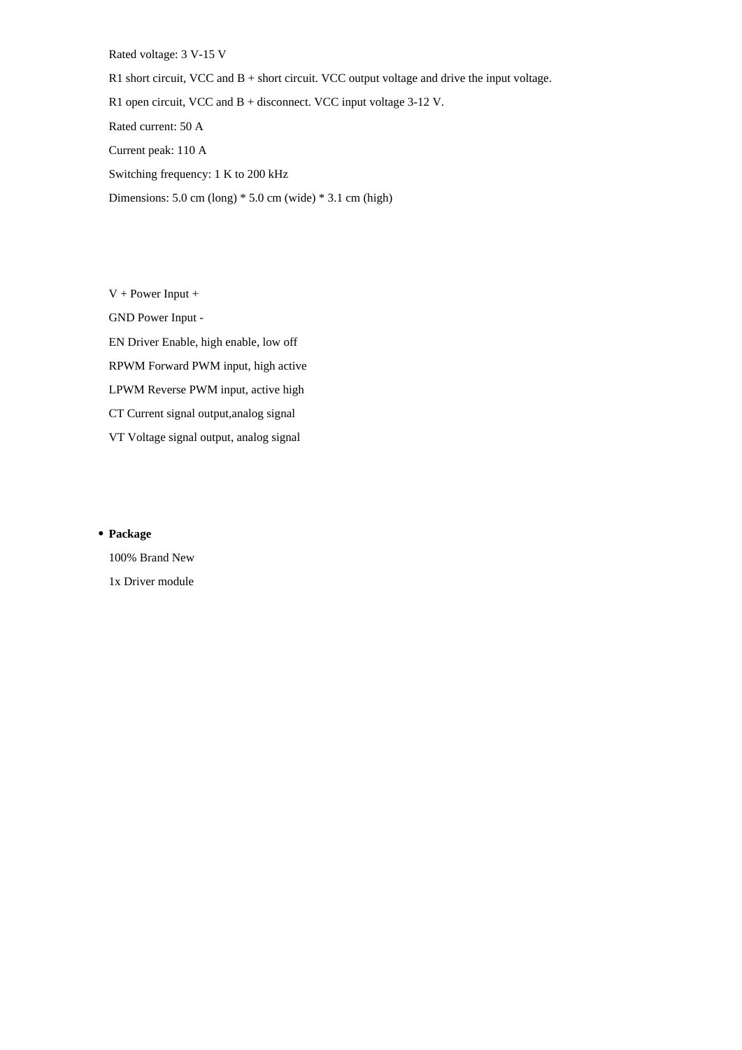Rated voltage: 3 V-15 V

R1 short circuit, VCC and B + short circuit. VCC output voltage and drive the input voltage.

R1 open circuit, VCC and B + disconnect. VCC input voltage 3-12 V.

Rated current: 50 A

Current peak: 110 A

Switching frequency: 1 K to 200 kHz

Dimensions: 5.0 cm (long) * 5.0 cm (wide) * 3.1 cm (high)

V + Power Input +

GND Power Input -

EN Driver Enable, high enable, low off

RPWM Forward PWM input, high active

LPWM Reverse PWM input, active high

CT Current signal output,analog signal

VT Voltage signal output, analog signal

- **Package**

  100% Brand New

  1x Driver module